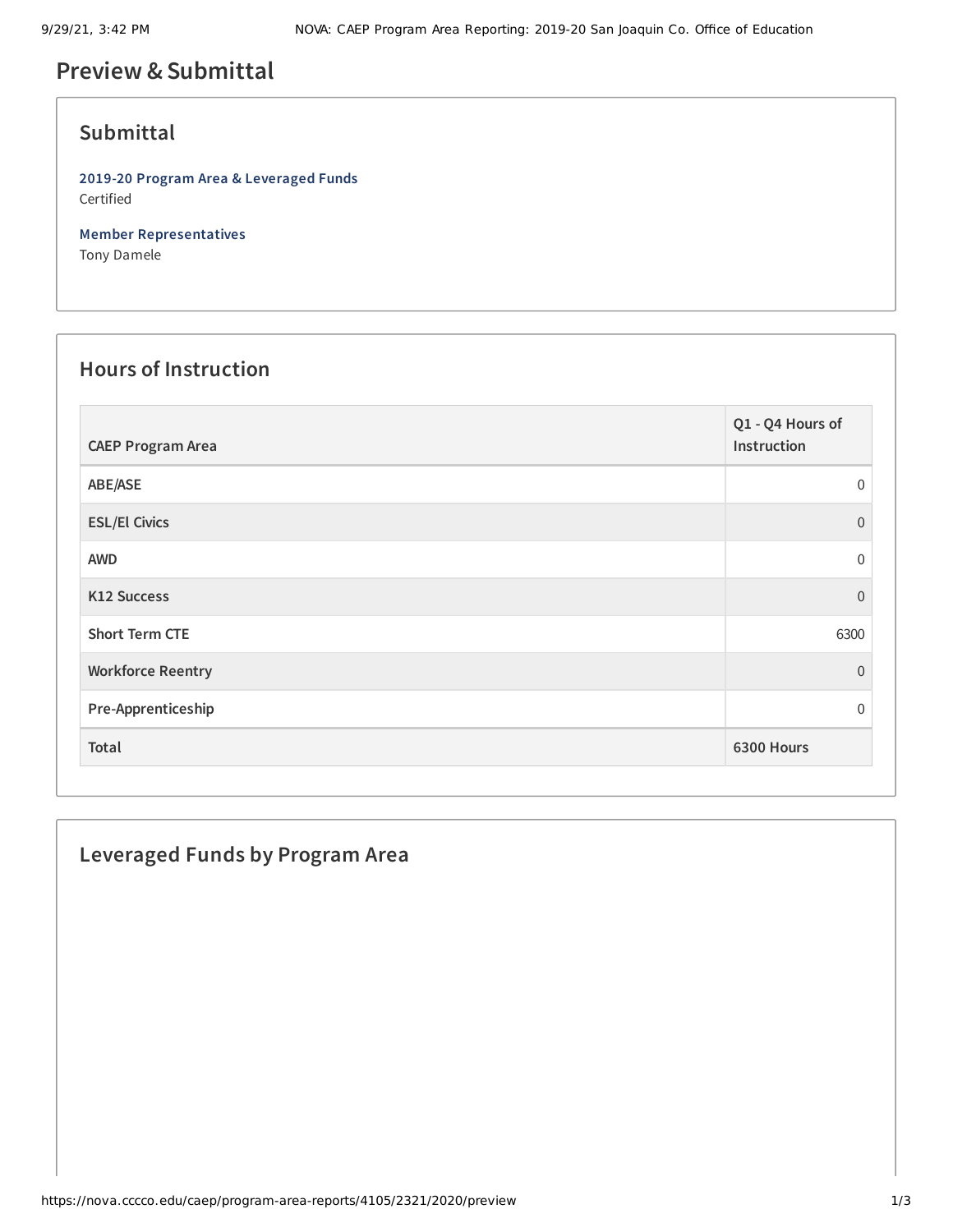# Preview & Submittal

## Submittal

**2019-20 Program Area & Leveraged Funds**
Certified

**Member Representatives**
Tony Damele

## Hours of Instruction

| CAEP Program Area | Q1 - Q4 Hours of Instruction |
|---|---|
| ABE/ASE | 0 |
| ESL/El Civics | 0 |
| AWD | 0 |
| K12 Success | 0 |
| Short Term CTE | 6300 |
| Workforce Reentry | 0 |
| Pre-Apprenticeship | 0 |
| **Total** | **6300 Hours** |

## Leveraged Funds by Program Area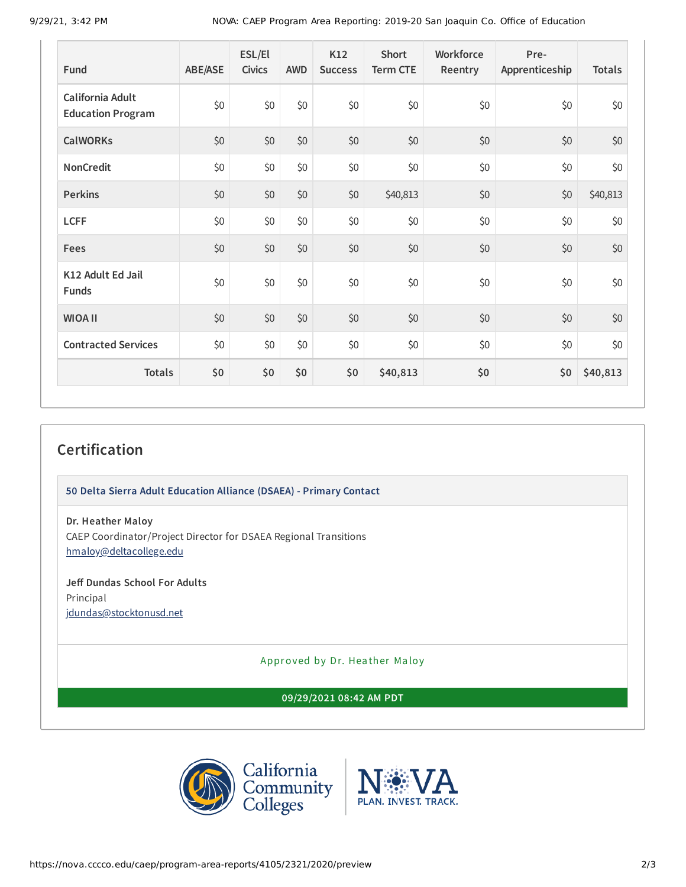| Fund | ABE/ASE | ESL/El Civics | AWD | K12 Success | Short Term CTE | Workforce Reentry | Pre-Apprenticeship | Totals |
|---|---|---|---|---|---|---|---|---|
| California Adult Education Program | $0 | $0 | $0 | $0 | $0 | $0 | $0 | $0 |
| CalWORKs | $0 | $0 | $0 | $0 | $0 | $0 | $0 | $0 |
| NonCredit | $0 | $0 | $0 | $0 | $0 | $0 | $0 | $0 |
| Perkins | $0 | $0 | $0 | $0 | $40,813 | $0 | $0 | $40,813 |
| LCFF | $0 | $0 | $0 | $0 | $0 | $0 | $0 | $0 |
| Fees | $0 | $0 | $0 | $0 | $0 | $0 | $0 | $0 |
| K12 Adult Ed Jail Funds | $0 | $0 | $0 | $0 | $0 | $0 | $0 | $0 |
| WIOA II | $0 | $0 | $0 | $0 | $0 | $0 | $0 | $0 |
| Contracted Services | $0 | $0 | $0 | $0 | $0 | $0 | $0 | $0 |
| **Totals** | **$0** | **$0** | **$0** | **$0** | **$40,813** | **$0** | **$0** | **$40,813** |

## Certification

**50 Delta Sierra Adult Education Alliance (DSAEA) - Primary Contact**

**Dr. Heather Maloy**
CAEP Coordinator/Project Director for DSAEA Regional Transitions
hmaloy@deltacollege.edu

**Jeff Dundas School For Adults**
Principal
jdundas@stocktonusd.net

Approved by Dr. Heather Maloy

**09/29/2021 08:42 AM PDT**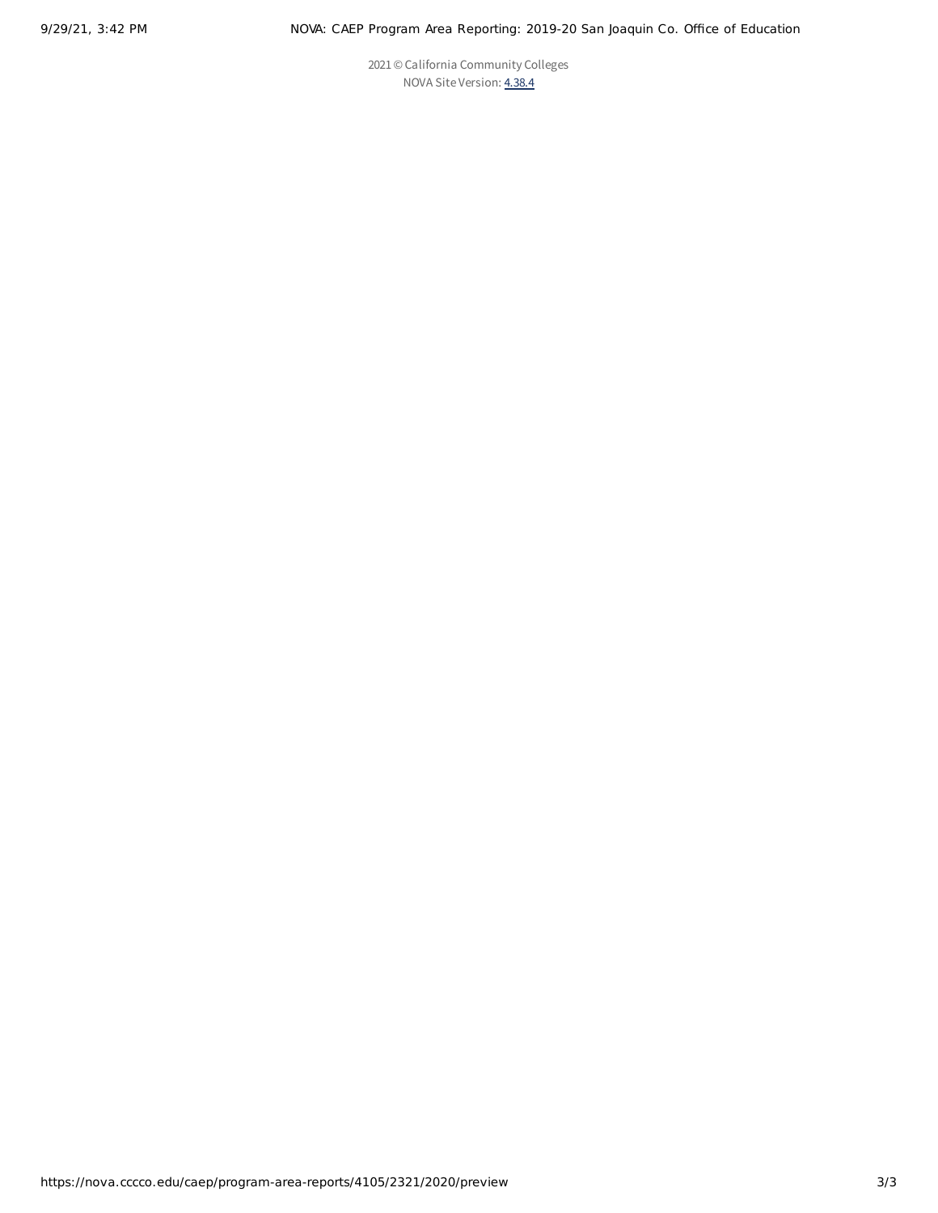2021 © California Community Colleges
NOVA Site Version: [4.38.4]